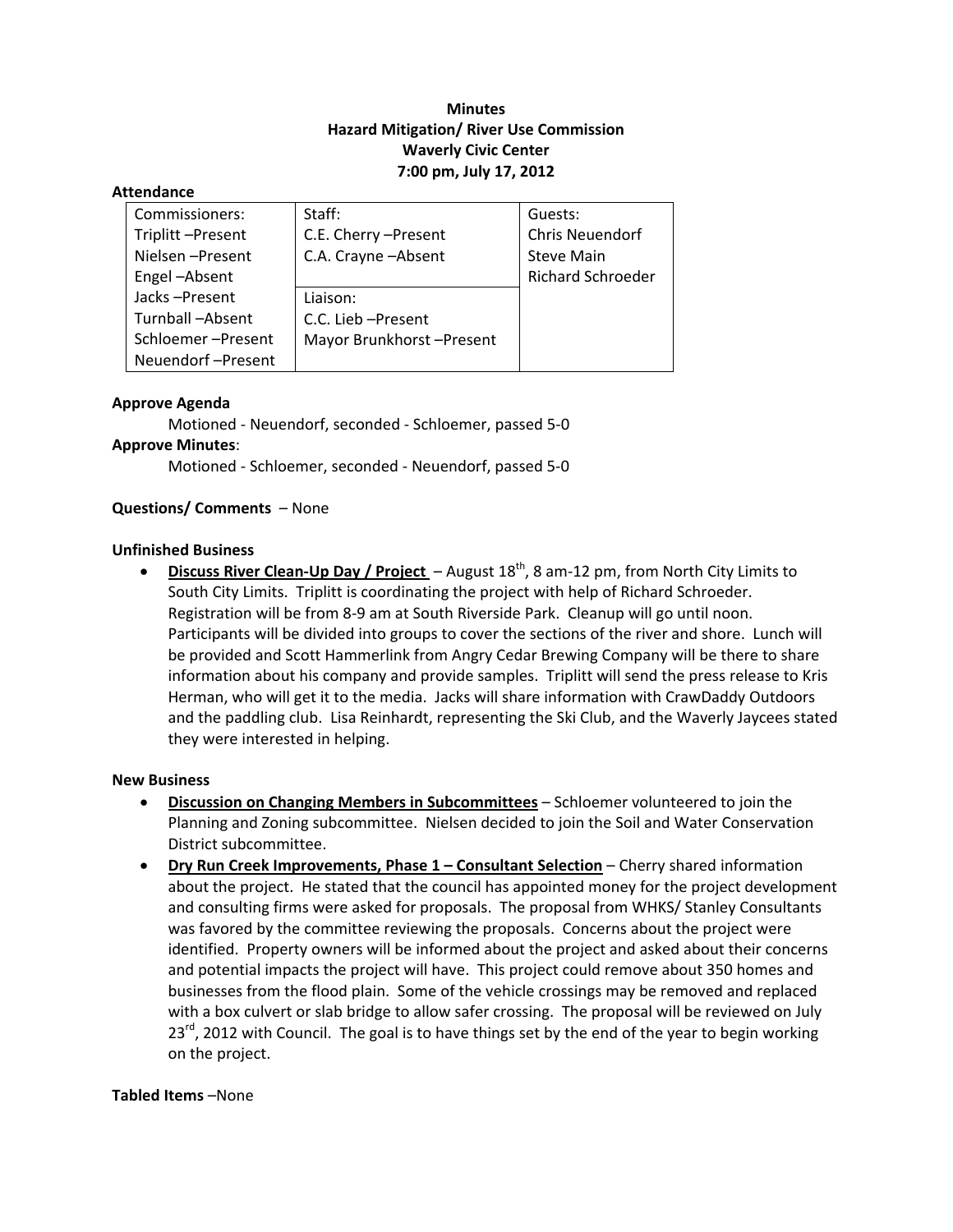# Minutes
## Hazard Mitigation/ River Use Commission
## Waverly Civic Center
## 7:00 pm, July 17, 2012

**Attendance**

| Commissioners: | Staff: | Guests: |
|---|---|---|
| Triplitt –Present | C.E. Cherry –Present | Chris Neuendorf |
| Nielsen –Present | C.A. Crayne –Absent | Steve Main |
| Engel –Absent | | Richard Schroeder |
| Jacks –Present | Liaison: | |
| Turnball –Absent | C.C. Lieb –Present | |
| Schloemer –Present | Mayor Brunkhorst –Present | |
| Neuendorf –Present | | |

**Approve Agenda**

Motioned - Neuendorf, seconded - Schloemer, passed 5-0

**Approve Minutes**:

Motioned - Schloemer, seconded - Neuendorf, passed 5-0

**Questions/ Comments** – None

**Unfinished Business**

- **Discuss River Clean-Up Day / Project** – August 18th, 8 am-12 pm, from North City Limits to South City Limits. Triplitt is coordinating the project with help of Richard Schroeder. Registration will be from 8-9 am at South Riverside Park. Cleanup will go until noon. Participants will be divided into groups to cover the sections of the river and shore. Lunch will be provided and Scott Hammerlink from Angry Cedar Brewing Company will be there to share information about his company and provide samples. Triplitt will send the press release to Kris Herman, who will get it to the media. Jacks will share information with CrawDaddy Outdoors and the paddling club. Lisa Reinhardt, representing the Ski Club, and the Waverly Jaycees stated they were interested in helping.

**New Business**

- **Discussion on Changing Members in Subcommittees** – Schloemer volunteered to join the Planning and Zoning subcommittee. Nielsen decided to join the Soil and Water Conservation District subcommittee.
- **Dry Run Creek Improvements, Phase 1 – Consultant Selection** – Cherry shared information about the project. He stated that the council has appointed money for the project development and consulting firms were asked for proposals. The proposal from WHKS/ Stanley Consultants was favored by the committee reviewing the proposals. Concerns about the project were identified. Property owners will be informed about the project and asked about their concerns and potential impacts the project will have. This project could remove about 350 homes and businesses from the flood plain. Some of the vehicle crossings may be removed and replaced with a box culvert or slab bridge to allow safer crossing. The proposal will be reviewed on July 23rd, 2012 with Council. The goal is to have things set by the end of the year to begin working on the project.

**Tabled Items** –None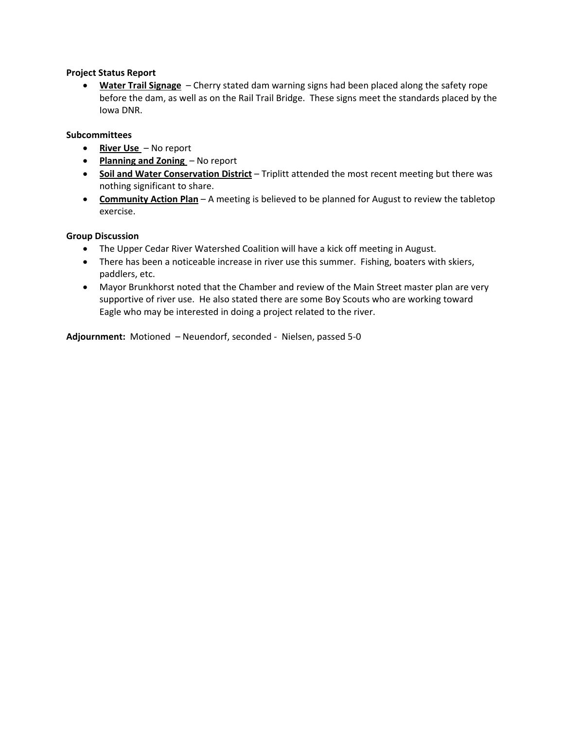**Project Status Report**

- **Water Trail Signage** – Cherry stated dam warning signs had been placed along the safety rope before the dam, as well as on the Rail Trail Bridge. These signs meet the standards placed by the Iowa DNR.

**Subcommittees**

- **River Use** – No report
- **Planning and Zoning** – No report
- **Soil and Water Conservation District** – Triplitt attended the most recent meeting but there was nothing significant to share.
- **Community Action Plan** – A meeting is believed to be planned for August to review the tabletop exercise.

**Group Discussion**

- The Upper Cedar River Watershed Coalition will have a kick off meeting in August.
- There has been a noticeable increase in river use this summer. Fishing, boaters with skiers, paddlers, etc.
- Mayor Brunkhorst noted that the Chamber and review of the Main Street master plan are very supportive of river use. He also stated there are some Boy Scouts who are working toward Eagle who may be interested in doing a project related to the river.

**Adjournment:** Motioned – Neuendorf, seconded - Nielsen, passed 5-0